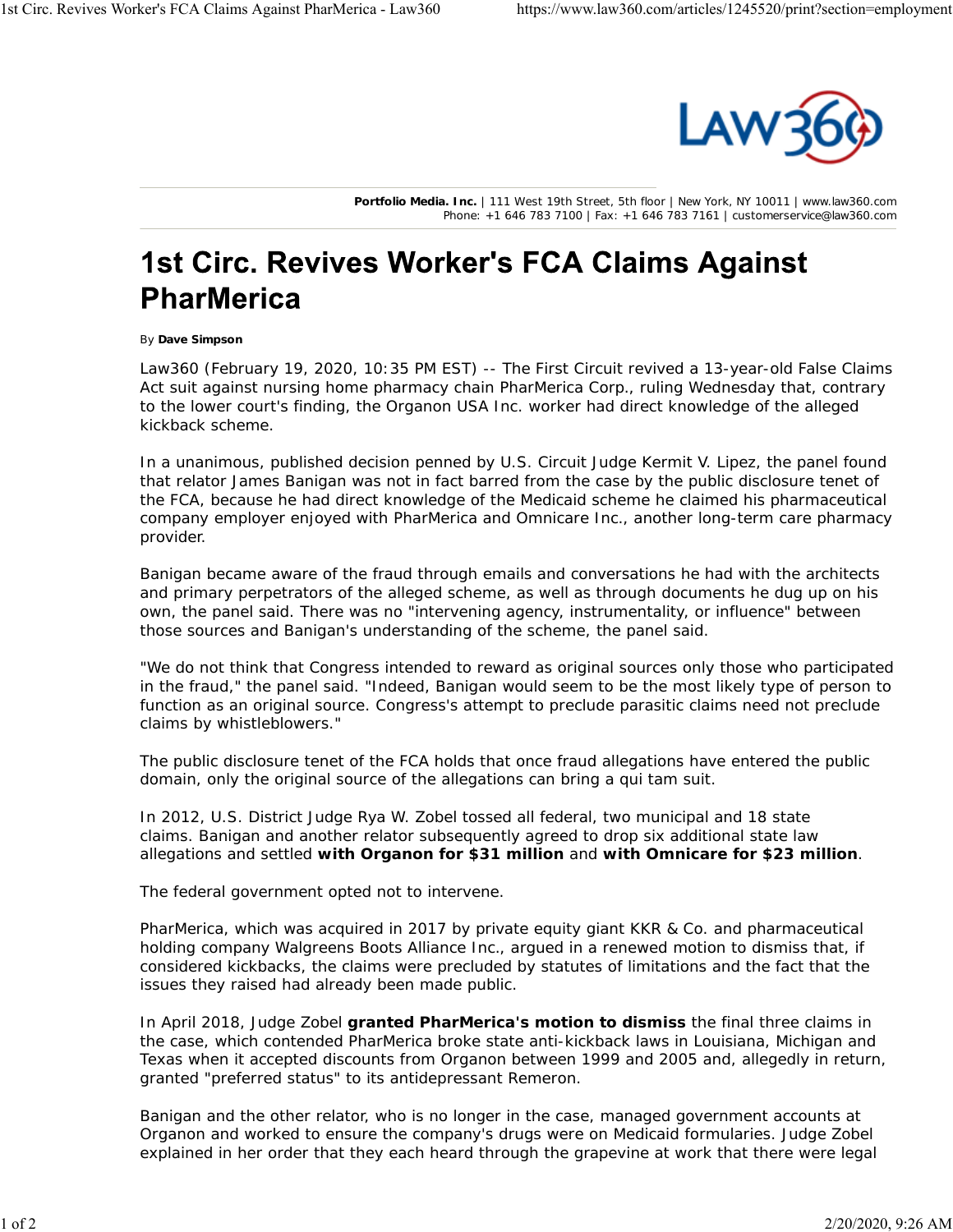Portfolio Media. Inc. | 111 West 19th Street, 5th floor | New York, NY 10011 | www.law360.com
Phone: +1 646 783 7100 | Fax: +1 646 783 7161 | customerservice@law360.com

# 1st Circ. Revives Worker's FCA Claims Against PharMerica

By **Dave Simpson**

Law360 (February 19, 2020, 10:35 PM EST) -- The First Circuit revived a 13-year-old False Claims Act suit against nursing home pharmacy chain PharMerica Corp., ruling Wednesday that, contrary to the lower court's finding, the Organon USA Inc. worker had direct knowledge of the alleged kickback scheme.

In a unanimous, published decision penned by U.S. Circuit Judge Kermit V. Lipez, the panel found that relator James Banigan was not in fact barred from the case by the public disclosure tenet of the FCA, because he had direct knowledge of the Medicaid scheme he claimed his pharmaceutical company employer enjoyed with PharMerica and Omnicare Inc., another long-term care pharmacy provider.

Banigan became aware of the fraud through emails and conversations he had with the architects and primary perpetrators of the alleged scheme, as well as through documents he dug up on his own, the panel said. There was no "intervening agency, instrumentality, or influence" between those sources and Banigan's understanding of the scheme, the panel said.

"We do not think that Congress intended to reward as original sources only those who participated in the fraud," the panel said. "Indeed, Banigan would seem to be the most likely type of person to function as an original source. Congress's attempt to preclude parasitic claims need not preclude claims by whistleblowers."

The public disclosure tenet of the FCA holds that once fraud allegations have entered the public domain, only the original source of the allegations can bring a qui tam suit.

In 2012, U.S. District Judge Rya W. Zobel tossed all federal, two municipal and 18 state claims. Banigan and another relator subsequently agreed to drop six additional state law allegations and settled **with Organon for $31 million** and **with Omnicare for $23 million**.

The federal government opted not to intervene.

PharMerica, which was acquired in 2017 by private equity giant KKR & Co. and pharmaceutical holding company Walgreens Boots Alliance Inc., argued in a renewed motion to dismiss that, if considered kickbacks, the claims were precluded by statutes of limitations and the fact that the issues they raised had already been made public.

In April 2018, Judge Zobel **granted PharMerica's motion to dismiss** the final three claims in the case, which contended PharMerica broke state anti-kickback laws in Louisiana, Michigan and Texas when it accepted discounts from Organon between 1999 and 2005 and, allegedly in return, granted "preferred status" to its antidepressant Remeron.

Banigan and the other relator, who is no longer in the case, managed government accounts at Organon and worked to ensure the company's drugs were on Medicaid formularies. Judge Zobel explained in her order that they each heard through the grapevine at work that there were legal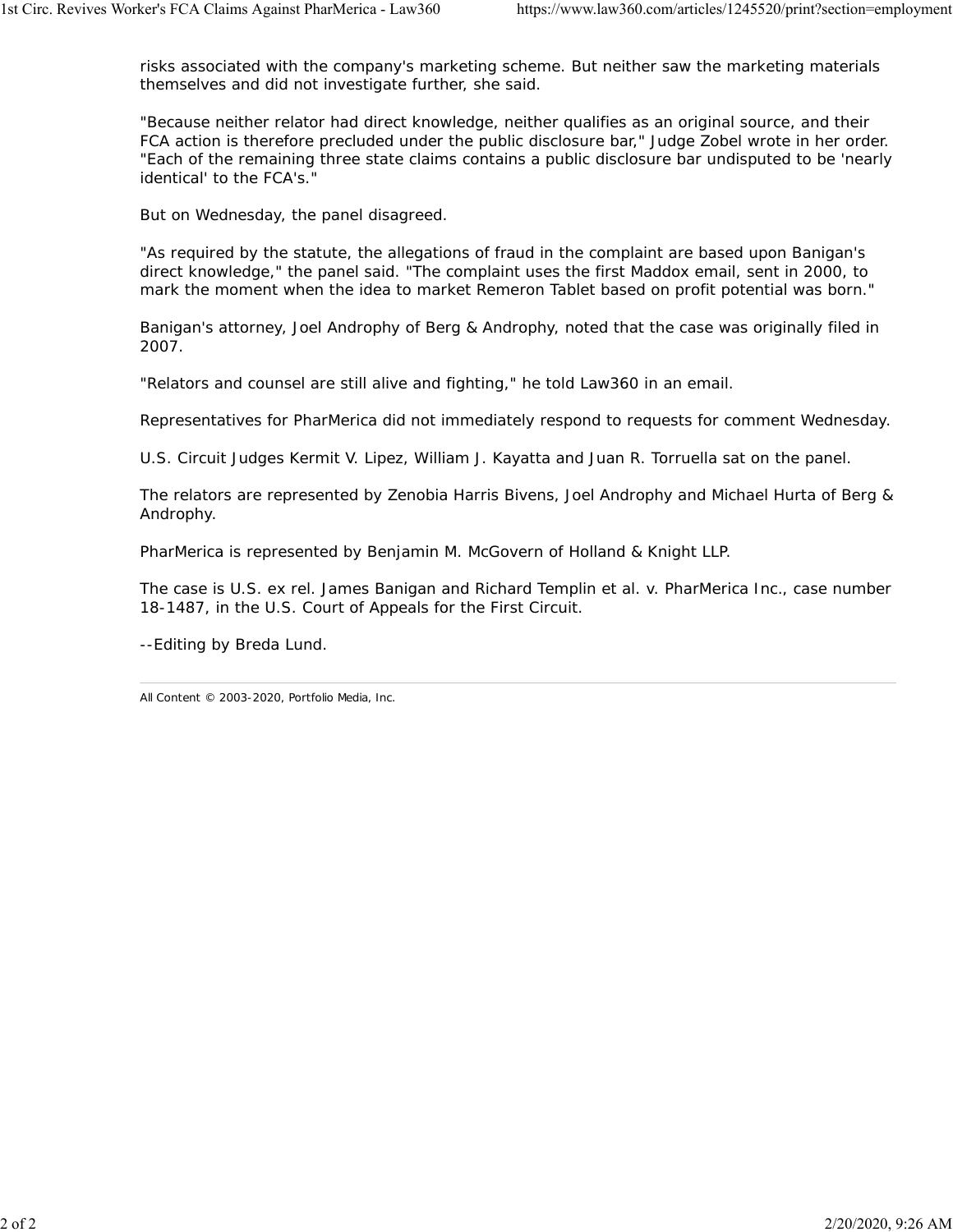risks associated with the company's marketing scheme. But neither saw the marketing materials themselves and did not investigate further, she said.

"Because neither relator had direct knowledge, neither qualifies as an original source, and their FCA action is therefore precluded under the public disclosure bar," Judge Zobel wrote in her order. "Each of the remaining three state claims contains a public disclosure bar undisputed to be 'nearly identical' to the FCA's."

But on Wednesday, the panel disagreed.

"As required by the statute, the allegations of fraud in the complaint are based upon Banigan's direct knowledge," the panel said. "The complaint uses the first Maddox email, sent in 2000, to mark the moment when the idea to market Remeron Tablet based on profit potential was born."

Banigan's attorney, Joel Androphy of Berg & Androphy, noted that the case was originally filed in 2007.

"Relators and counsel are still alive and fighting," he told Law360 in an email.

Representatives for PharMerica did not immediately respond to requests for comment Wednesday.

U.S. Circuit Judges Kermit V. Lipez, William J. Kayatta and Juan R. Torruella sat on the panel.

The relators are represented by Zenobia Harris Bivens, Joel Androphy and Michael Hurta of Berg & Androphy.

PharMerica is represented by Benjamin M. McGovern of Holland & Knight LLP.

The case is U.S. ex rel. James Banigan and Richard Templin et al. v. PharMerica Inc., case number 18-1487, in the U.S. Court of Appeals for the First Circuit.

--Editing by Breda Lund.

All Content © 2003-2020, Portfolio Media, Inc.